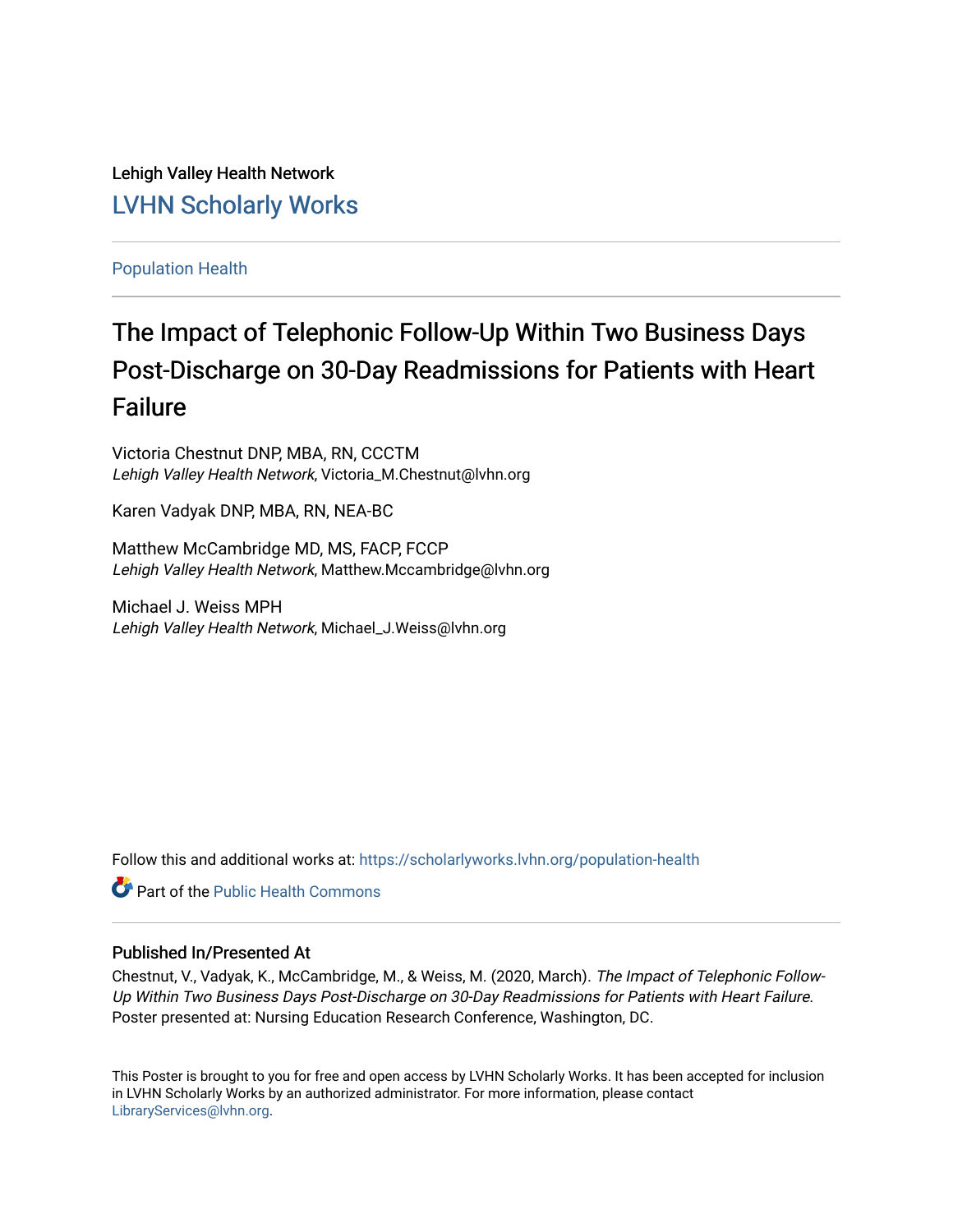Lehigh Valley Health Network

## LVHN Scholarly Works

Population Health

# The Impact of Telephonic Follow-Up Within Two Business Days Post-Discharge on 30-Day Readmissions for Patients with Heart Failure

Victoria Chestnut DNP, MBA, RN, CCCTM
*Lehigh Valley Health Network*, Victoria_M.Chestnut@lvhn.org

Karen Vadyak DNP, MBA, RN, NEA-BC

Matthew McCambridge MD, MS, FACP, FCCP
*Lehigh Valley Health Network*, Matthew.Mccambridge@lvhn.org

Michael J. Weiss MPH
*Lehigh Valley Health Network*, Michael_J.Weiss@lvhn.org

Follow this and additional works at: https://scholarlyworks.lvhn.org/population-health

Part of the Public Health Commons

### Published In/Presented At

Chestnut, V., Vadyak, K., McCambridge, M., & Weiss, M. (2020, March). *The Impact of Telephonic Follow-Up Within Two Business Days Post-Discharge on 30-Day Readmissions for Patients with Heart Failure*. Poster presented at: Nursing Education Research Conference, Washington, DC.

This Poster is brought to you for free and open access by LVHN Scholarly Works. It has been accepted for inclusion in LVHN Scholarly Works by an authorized administrator. For more information, please contact LibraryServices@lvhn.org.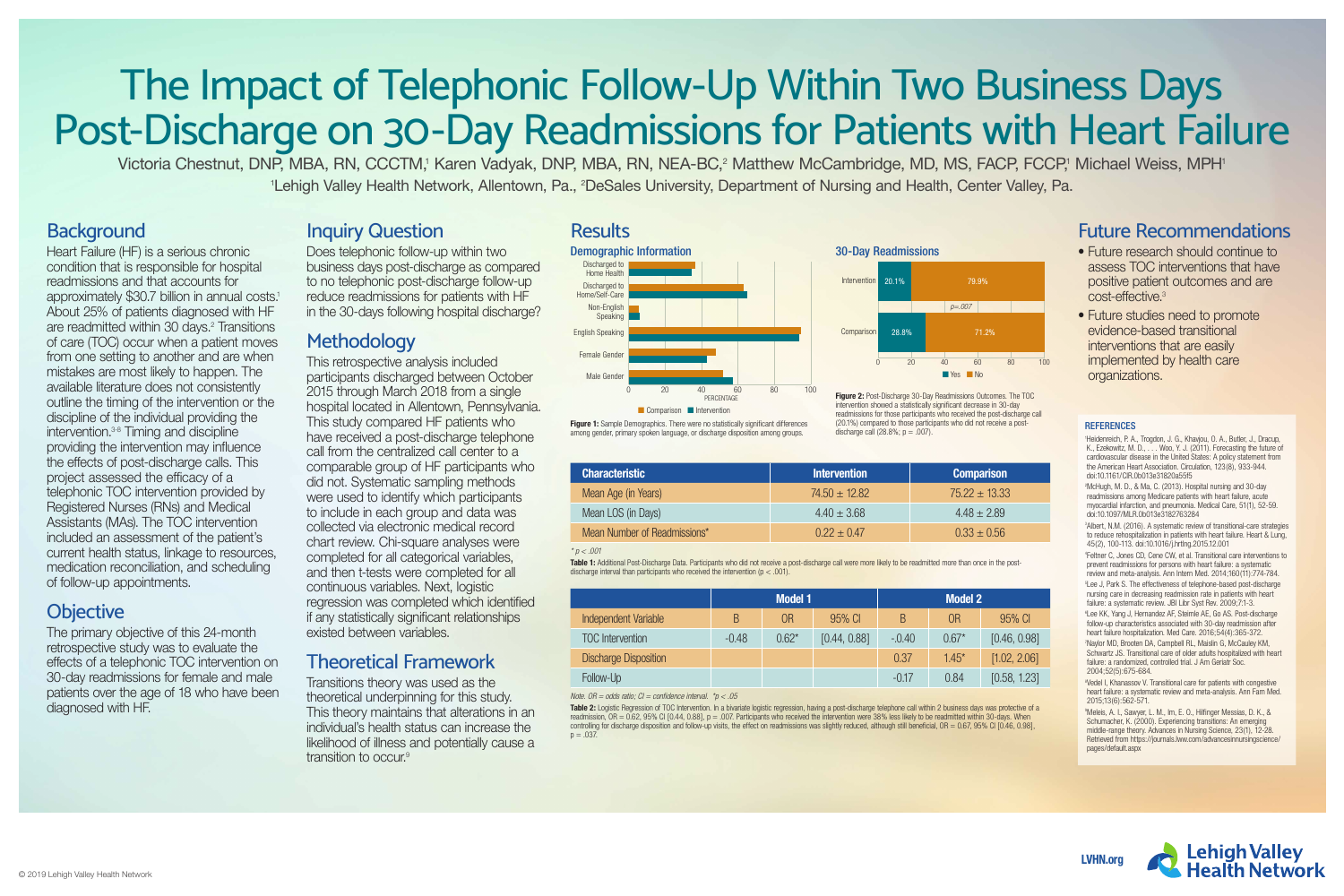# The Impact of Telephonic Follow-Up Within Two Business Days Post-Discharge on 30-Day Readmissions for Patients with Heart Failure

Victoria Chestnut, DNP, MBA, RN, CCCTM,[1] Karen Vadyak, DNP, MBA, RN, NEA-BC,[2] Matthew McCambridge, MD, MS, FACP, FCCP,[1] Michael Weiss, MPH[1]

[1]Lehigh Valley Health Network, Allentown, Pa., [2]DeSales University, Department of Nursing and Health, Center Valley, Pa.

## Background

Heart Failure (HF) is a serious chronic condition that is responsible for hospital readmissions and that accounts for approximately $30.7 billion in annual costs.[1] About 25% of patients diagnosed with HF are readmitted within 30 days.[2] Transitions of care (TOC) occur when a patient moves from one setting to another and are when mistakes are most likely to happen. The available literature does not consistently outline the timing of the intervention or the discipline of the individual providing the intervention.[3-8] Timing and discipline providing the intervention may influence the effects of post-discharge calls. This project assessed the efficacy of a telephonic TOC intervention provided by Registered Nurses (RNs) and Medical Assistants (MAs). The TOC intervention included an assessment of the patient's current health status, linkage to resources, medication reconciliation, and scheduling of follow-up appointments.

## Objective

The primary objective of this 24-month retrospective study was to evaluate the effects of a telephonic TOC intervention on 30-day readmissions for female and male patients over the age of 18 who have been diagnosed with HF.

## Inquiry Question

Does telephonic follow-up within two business days post-discharge as compared to no telephonic post-discharge follow-up reduce readmissions for patients with HF in the 30-days following hospital discharge?

## Methodology

This retrospective analysis included participants discharged between October 2015 through March 2018 from a single hospital located in Allentown, Pennsylvania. This study compared HF patients who have received a post-discharge telephone call from the centralized call center to a comparable group of HF participants who did not. Systematic sampling methods were used to identify which participants to include in each group and data was collected via electronic medical record chart review. Chi-square analyses were completed for all categorical variables, and then t-tests were completed for all continuous variables. Next, logistic regression was completed which identified if any statistically significant relationships existed between variables.

## Theoretical Framework

Transitions theory was used as the theoretical underpinning for this study. This theory maintains that alterations in an individual's health status can increase the likelihood of illness and potentially cause a transition to occur.[9]

## Results

### Demographic Information

Discharged to Home Health
Discharged to Home/Self-Care
Non-English Speaking
English Speaking
Female Gender
Male Gender

0 20 40 60 80 100
PERCENTAGE

Comparison ■ Intervention

**Figure 1:** Sample Demographics. There were no statistically significant differences among gender, primary spoken language, or discharge disposition among groups.

### 30-Day Readmissions

Intervention 20.1% 79.9%
p=.007
Comparison 28.8% 71.2%

0 20 40 60 80 100

Yes ■ No

**Figure 2:** Post-Discharge 30-Day Readmissions Outcomes. The TOC intervention showed a statistically significant decrease in 30-day readmissions for those participants who received the post-discharge call (20.1%) compared to those participants who did not receive a post-discharge call (28.8%; p = .007).

| Characteristic | Intervention | Comparison |
| --- | --- | --- |
| Mean Age (in Years) | 74.50 ± 12.82 | 75.22 ± 13.33 |
| Mean LOS (in Days) | 4.40 ± 3.68 | 4.48 ± 2.89 |
| Mean Number of Readmissions* | 0.22 ± 0.47 | 0.33 ± 0.56 |

* $p < .001$

**Table 1:** Additional Post-Discharge Data. Participants who did not receive a post-discharge call were more likely to be readmitted more than once in the post-discharge interval than participants who received the intervention ($p < .001$).

| | Model 1 | | | Model 2 | | |
| --- | --- | --- | --- | --- | --- | --- |
| Independent Variable | B | OR | 95% CI | B | OR | 95% CI |
| TOC Intervention | -0.48 | 0.62* | [0.44, 0.88] | -0.40 | 0.67* | [0.46, 0.98] |
| Discharge Disposition | | | | 0.37 | 1.45* | [1.02, 2.06] |
| Follow-Up | | | | -0.17 | 0.84 | [0.58, 1.23] |

*Note.* OR = odds ratio; CI = confidence interval. *$p < .05$

**Table 2:** Logistic Regression of TOC Intervention. In a bivariate logistic regression, having a post-discharge telephone call within 2 business days was protective of a readmission, OR = 0.62, 95% CI [0.44, 0.88], p = .007. Participants who received the intervention were 38% less likely to be readmitted within 30-days. When controlling for discharge disposition and follow-up visits, the effect on readmissions was slightly reduced, although still beneficial, OR = 0.67, 95% CI [0.46, 0.98], p = .037.

## Future Recommendations

- Future research should continue to assess TOC interventions that have positive patient outcomes and are cost-effective.[3]
- Future studies need to promote evidence-based transitional interventions that are easily implemented by health care organizations.

### REFERENCES

[1]Heidenreich, P. A., Trogdon, J. G., Khavjou, O. A., Butler, J., Dracup, K., Ezekowitz, M. D., . . . Woo, Y. J. (2011). Forecasting the future of cardiovascular disease in the United States: A policy statement from the American Heart Association. Circulation, 123(8), 933-944. doi:10.1161/CIR.0b013e31820a55f5

[2]McHugh, M. D., & Ma, C. (2013). Hospital nursing and 30-day readmissions among Medicare patients with heart failure, acute myocardial infarction, and pneumonia. Medical Care, 51(1), 52-59. doi:10.1097/MLR.0b013e3182763284

[3]Albert, N.M. (2016). A systematic review of transitional-care strategies to reduce rehospitalization in patients with heart failure. Heart & Lung, 45(2), 100-113. doi:10.1016/j.hrtlng.2015.12.001

[4]Feltner C, Jones CD, Cene CW, et al. Transitional care interventions to prevent readmissions for persons with heart failure: a systematic review and meta-analysis. Ann Intern Med. 2014;160(11):774-784.

[5]Lee J, Park S. The effectiveness of telephone-based post-discharge nursing care in decreasing readmission rate in patients with heart failure: a systematic review. JBI Libr Syst Rev. 2009;7:1-3.

[6]Lee KK, Yang J, Hernandez AF, Steimle AE, Go AS. Post-discharge follow-up characteristics associated with 30-day readmission after heart failure hospitalization. Med Care. 2016;54(4):365-372.

[7]Naylor MD, Brooten DA, Campbell RL, Maislin G, McCauley KM, Schwartz JS. Transitional care of older adults hospitalized with heart failure: a randomized, controlled trial. J Am Geriatr Soc. 2004;52(5):675-684.

[8]Vedel I, Khanassov V. Transitional care for patients with congestive heart failure: a systematic review and meta-analysis. Ann Fam Med. 2015;13(6):562-571.

[9]Meleis, A. I., Sawyer, L. M., Im, E. O., Hilfinger Messias, D. K., & Schumacher, K. (2000). Experiencing transitions: An emerging middle-range theory. Advances in Nursing Science, 23(1), 12-28. Retrieved from https://journals.lww.com/advancesinnursingscience/pages/default.aspx

© 2019 Lehigh Valley Health Network

LVHN.org

Lehigh Valley Health Network